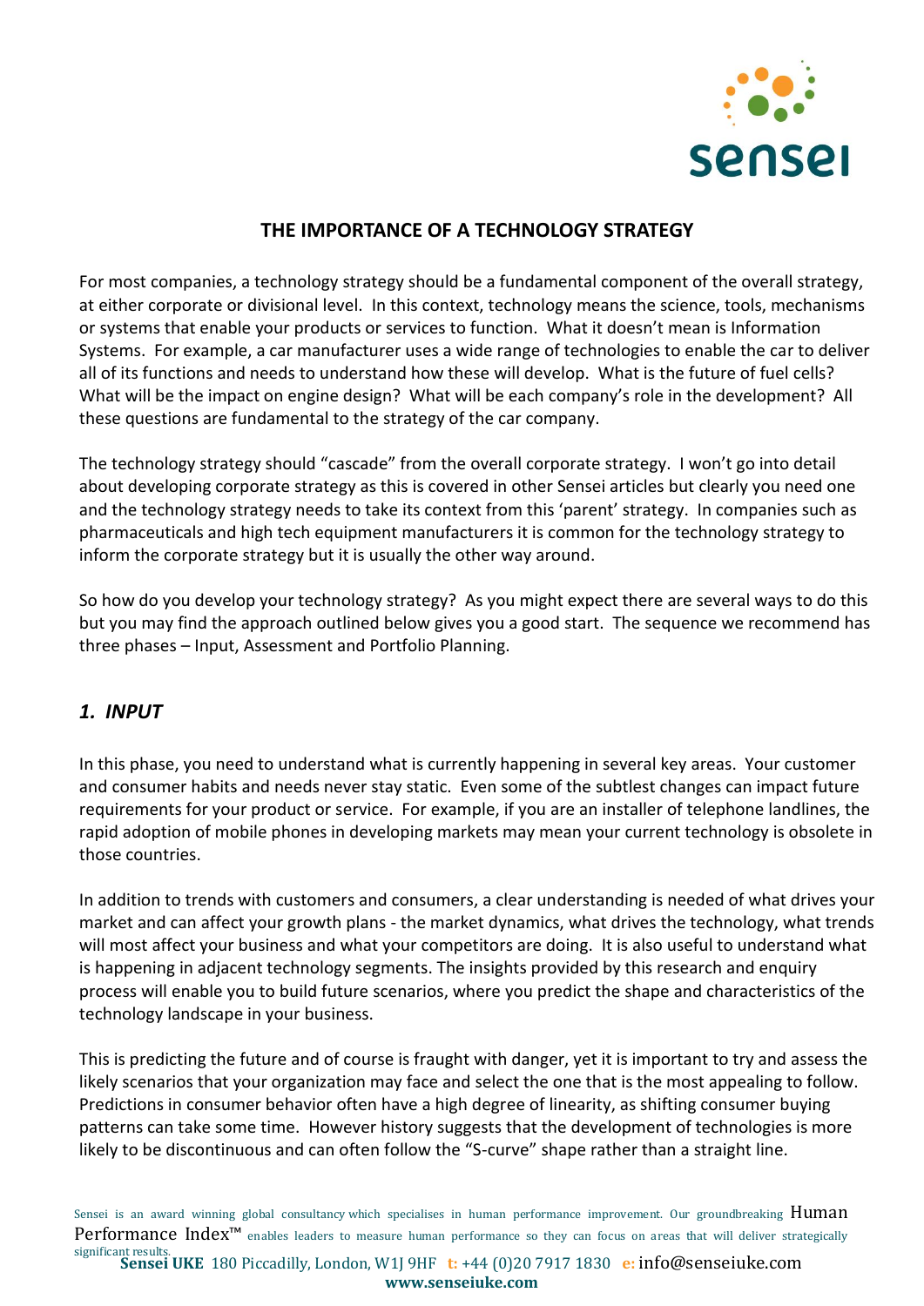# THE IMPORTANCE OF A TECHNOLOGY STRATEGY

For most companies, a technology strategy should be a fundamental component of the overall strategy, at either corporate or divisional level. In this context, technology means the science, tools, mechanisms or systems that enable your products or services to function. What it doesn't mean is Information Systems. For example, a car manufacturer uses a wide range of technologies to enable the car to deliver all of its functions and needs to understand how these will develop. What is the future of fuel cells? What will be the impact on engine design? What will be each company's role in the development? All these questions are fundamental to the strategy of the car company.

The technology strategy should "cascade" from the overall corporate strategy. I won't go into detail about developing corporate strategy as this is covered in other Sensei articles but clearly you need one and the technology strategy needs to take its context from this 'parent' strategy. In companies such as pharmaceuticals and high tech equipment manufacturers it is common for the technology strategy to inform the corporate strategy but it is usually the other way around.

So how do you develop your technology strategy? As you might expect there are several ways to do this but you may find the approach outlined below gives you a good start. The sequence we recommend has three phases – Input, Assessment and Portfolio Planning.

## *1. INPUT*

In this phase, you need to understand what is currently happening in several key areas. Your customer and consumer habits and needs never stay static. Even some of the subtlest changes can impact future requirements for your product or service. For example, if you are an installer of telephone landlines, the rapid adoption of mobile phones in developing markets may mean your current technology is obsolete in those countries.

In addition to trends with customers and consumers, a clear understanding is needed of what drives your market and can affect your growth plans - the market dynamics, what drives the technology, what trends will most affect your business and what your competitors are doing. It is also useful to understand what is happening in adjacent technology segments. The insights provided by this research and enquiry process will enable you to build future scenarios, where you predict the shape and characteristics of the technology landscape in your business.

This is predicting the future and of course is fraught with danger, yet it is important to try and assess the likely scenarios that your organization may face and select the one that is the most appealing to follow. Predictions in consumer behavior often have a high degree of linearity, as shifting consumer buying patterns can take some time. However history suggests that the development of technologies is more likely to be discontinuous and can often follow the "S-curve" shape rather than a straight line.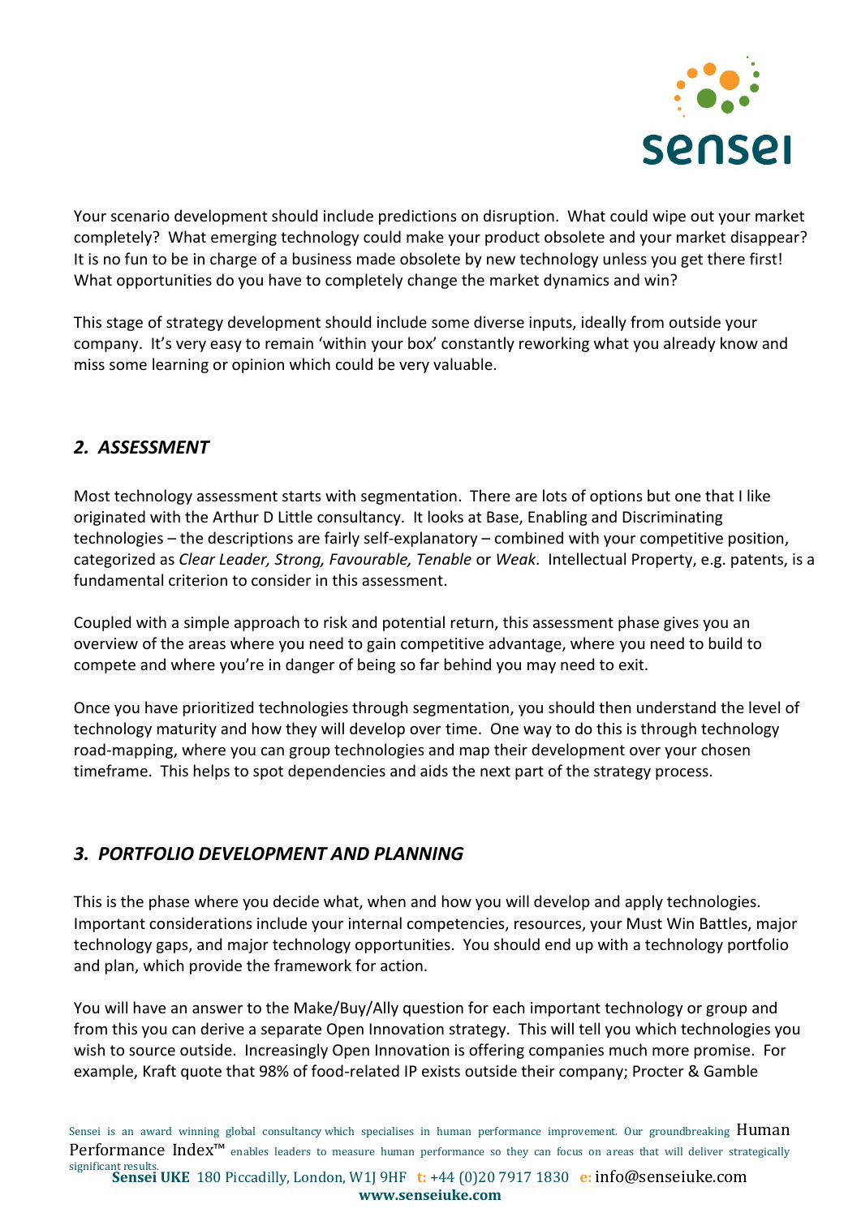Your scenario development should include predictions on disruption. What could wipe out your market completely? What emerging technology could make your product obsolete and your market disappear? It is no fun to be in charge of a business made obsolete by new technology unless you get there first! What opportunities do you have to completely change the market dynamics and win?

This stage of strategy development should include some diverse inputs, ideally from outside your company. It's very easy to remain 'within your box' constantly reworking what you already know and miss some learning or opinion which could be very valuable.

## *2. ASSESSMENT*

Most technology assessment starts with segmentation. There are lots of options but one that I like originated with the Arthur D Little consultancy. It looks at Base, Enabling and Discriminating technologies – the descriptions are fairly self-explanatory – combined with your competitive position, categorized as *Clear Leader, Strong, Favourable, Tenable* or *Weak*. Intellectual Property, e.g. patents, is a fundamental criterion to consider in this assessment.

Coupled with a simple approach to risk and potential return, this assessment phase gives you an overview of the areas where you need to gain competitive advantage, where you need to build to compete and where you're in danger of being so far behind you may need to exit.

Once you have prioritized technologies through segmentation, you should then understand the level of technology maturity and how they will develop over time. One way to do this is through technology road-mapping, where you can group technologies and map their development over your chosen timeframe. This helps to spot dependencies and aids the next part of the strategy process.

## *3. PORTFOLIO DEVELOPMENT AND PLANNING*

This is the phase where you decide what, when and how you will develop and apply technologies. Important considerations include your internal competencies, resources, your Must Win Battles, major technology gaps, and major technology opportunities. You should end up with a technology portfolio and plan, which provide the framework for action.

You will have an answer to the Make/Buy/Ally question for each important technology or group and from this you can derive a separate Open Innovation strategy. This will tell you which technologies you wish to source outside. Increasingly Open Innovation is offering companies much more promise. For example, Kraft quote that 98% of food-related IP exists outside their company; Procter & Gamble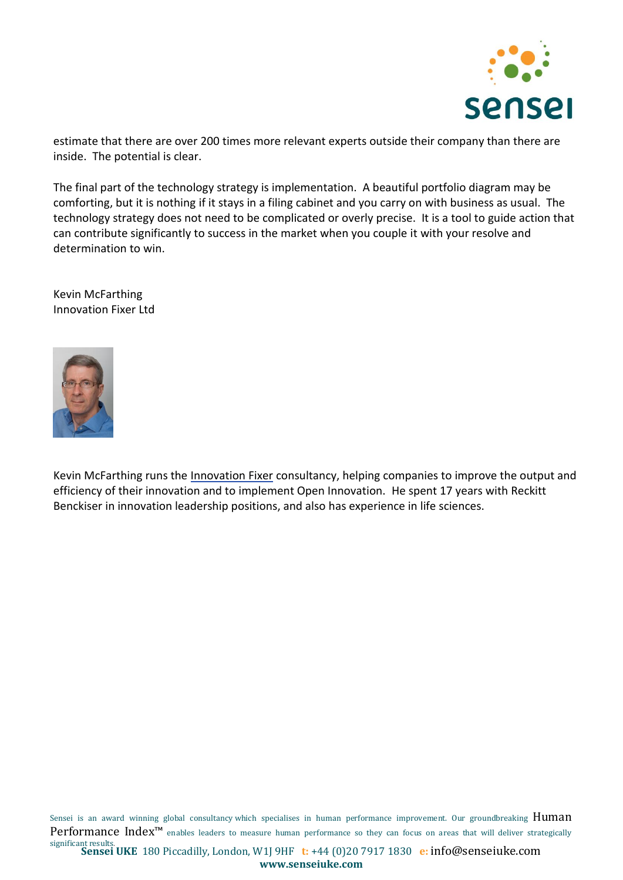estimate that there are over 200 times more relevant experts outside their company than there are inside. The potential is clear.

The final part of the technology strategy is implementation. A beautiful portfolio diagram may be comforting, but it is nothing if it stays in a filing cabinet and you carry on with business as usual. The technology strategy does not need to be complicated or overly precise. It is a tool to guide action that can contribute significantly to success in the market when you couple it with your resolve and determination to win.

Kevin McFarthing
Innovation Fixer Ltd

Kevin McFarthing runs the Innovation Fixer consultancy, helping companies to improve the output and efficiency of their innovation and to implement Open Innovation. He spent 17 years with Reckitt Benckiser in innovation leadership positions, and also has experience in life sciences.

Sensei is an award winning global consultancy which specialises in human performance improvement. Our groundbreaking Human Performance Index™ enables leaders to measure human performance so they can focus on areas that will deliver strategically significant results.

**Sensei UKE** 180 Piccadilly, London, W1J 9HF **t:** +44 (0)20 7917 1830 **e:** info@senseiuke.com

**www.senseiuke.com**